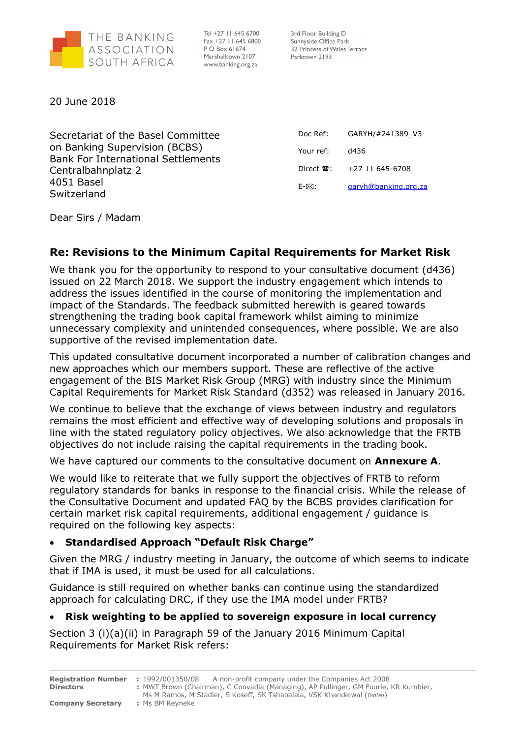THE BANKING ASSOCIATION SOUTH AFRICA

Tel +27 11 645 6700
Fax +27 11 645 6800
P O Box 61674
Marshalltown 2107
www.banking.org.za

3rd Floor Building D
Sunnyside Office Park
32 Princess of Wales Terrace
Parktown 2193

20 June 2018

Secretariat of the Basel Committee on Banking Supervision (BCBS)
Bank For International Settlements
Centralbahnplatz 2
4051 Basel
Switzerland

Doc Ref: GARYH/#241389_V3
Your ref: d436
Direct ☎: +27 11 645-6708
E-✉: garyh@banking.org.za

Dear Sirs / Madam

## Re: Revisions to the Minimum Capital Requirements for Market Risk

We thank you for the opportunity to respond to your consultative document (d436) issued on 22 March 2018. We support the industry engagement which intends to address the issues identified in the course of monitoring the implementation and impact of the Standards. The feedback submitted herewith is geared towards strengthening the trading book capital framework whilst aiming to minimize unnecessary complexity and unintended consequences, where possible. We are also supportive of the revised implementation date.

This updated consultative document incorporated a number of calibration changes and new approaches which our members support. These are reflective of the active engagement of the BIS Market Risk Group (MRG) with industry since the Minimum Capital Requirements for Market Risk Standard (d352) was released in January 2016.

We continue to believe that the exchange of views between industry and regulators remains the most efficient and effective way of developing solutions and proposals in line with the stated regulatory policy objectives. We also acknowledge that the FRTB objectives do not include raising the capital requirements in the trading book.

We have captured our comments to the consultative document on **Annexure A**.

We would like to reiterate that we fully support the objectives of FRTB to reform regulatory standards for banks in response to the financial crisis. While the release of the Consultative Document and updated FAQ by the BCBS provides clarification for certain market risk capital requirements, additional engagement / guidance is required on the following key aspects:

- **Standardised Approach "Default Risk Charge"**

Given the MRG / industry meeting in January, the outcome of which seems to indicate that if IMA is used, it must be used for all calculations.

Guidance is still required on whether banks can continue using the standardized approach for calculating DRC, if they use the IMA model under FRTB?

- **Risk weighting to be applied to sovereign exposure in local currency**

Section 3 (i)(a)(ii) in Paragraph 59 of the January 2016 Minimum Capital Requirements for Market Risk refers:

**Registration Number** : 1992/001350/08 A non-profit company under the Companies Act 2008
**Directors** : MWT Brown (Chairman), C Coovadia (Managing), AP Pullinger, GM Fourie, KR Kumbier, Ms M Ramos, M Stadler, S Koseff, SK Tshabalala, VSK Khandelwal (*Indian*)
**Company Secretary** : Ms BM Reyneke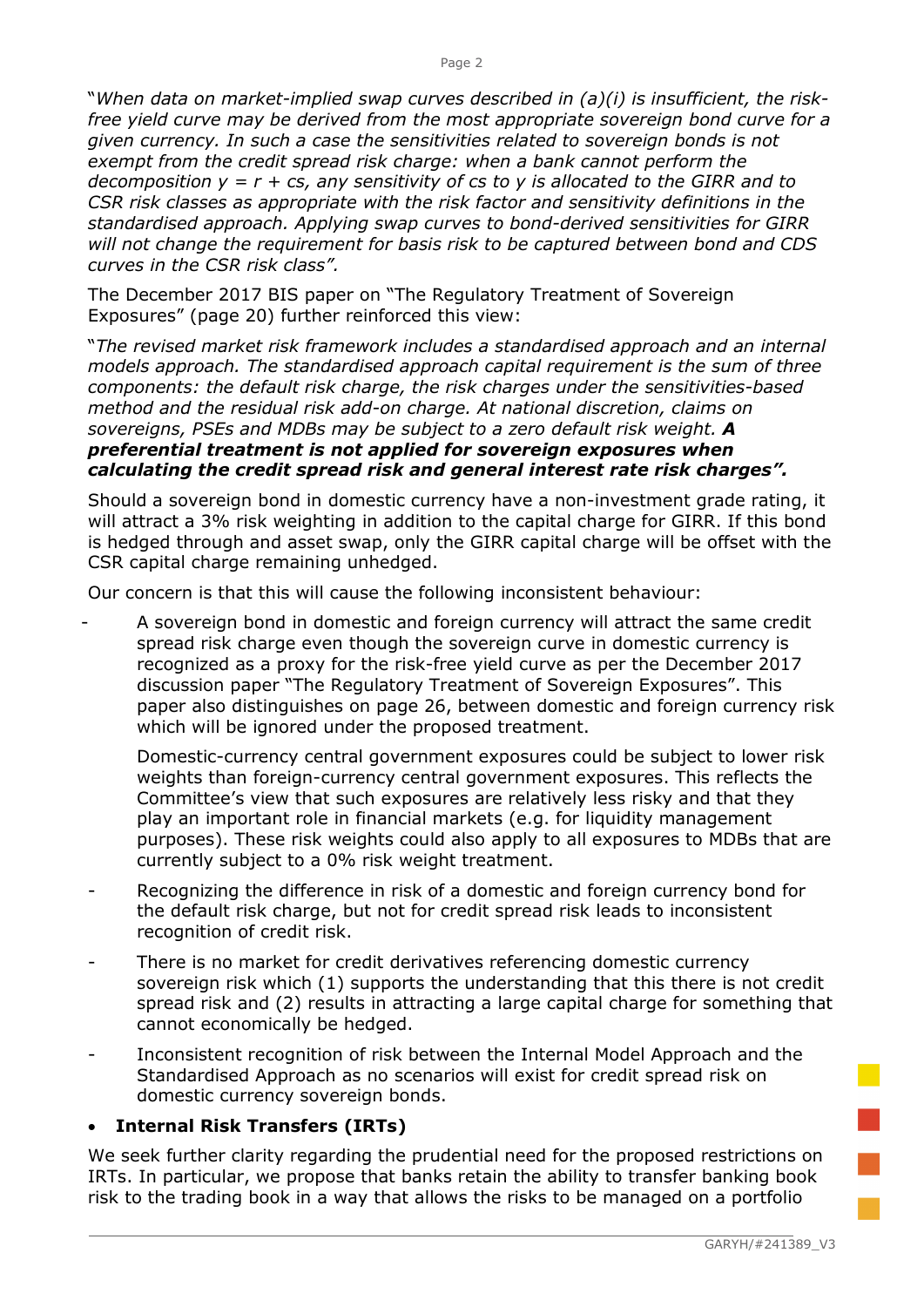"*When data on market-implied swap curves described in (a)(i) is insufficient, the risk-free yield curve may be derived from the most appropriate sovereign bond curve for a given currency. In such a case the sensitivities related to sovereign bonds is not exempt from the credit spread risk charge: when a bank cannot perform the decomposition $y = r + cs$, any sensitivity of cs to y is allocated to the GIRR and to CSR risk classes as appropriate with the risk factor and sensitivity definitions in the standardised approach. Applying swap curves to bond-derived sensitivities for GIRR will not change the requirement for basis risk to be captured between bond and CDS curves in the CSR risk class".*

The December 2017 BIS paper on "The Regulatory Treatment of Sovereign Exposures" (page 20) further reinforced this view:

"*The revised market risk framework includes a standardised approach and an internal models approach. The standardised approach capital requirement is the sum of three components: the default risk charge, the risk charges under the sensitivities-based method and the residual risk add-on charge. At national discretion, claims on sovereigns, PSEs and MDBs may be subject to a zero default risk weight.* ***A preferential treatment is not applied for sovereign exposures when calculating the credit spread risk and general interest rate risk charges".***

Should a sovereign bond in domestic currency have a non-investment grade rating, it will attract a 3% risk weighting in addition to the capital charge for GIRR. If this bond is hedged through and asset swap, only the GIRR capital charge will be offset with the CSR capital charge remaining unhedged.

Our concern is that this will cause the following inconsistent behaviour:

- A sovereign bond in domestic and foreign currency will attract the same credit spread risk charge even though the sovereign curve in domestic currency is recognized as a proxy for the risk-free yield curve as per the December 2017 discussion paper "The Regulatory Treatment of Sovereign Exposures". This paper also distinguishes on page 26, between domestic and foreign currency risk which will be ignored under the proposed treatment.

  Domestic-currency central government exposures could be subject to lower risk weights than foreign-currency central government exposures. This reflects the Committee's view that such exposures are relatively less risky and that they play an important role in financial markets (e.g. for liquidity management purposes). These risk weights could also apply to all exposures to MDBs that are currently subject to a 0% risk weight treatment.

- Recognizing the difference in risk of a domestic and foreign currency bond for the default risk charge, but not for credit spread risk leads to inconsistent recognition of credit risk.
- There is no market for credit derivatives referencing domestic currency sovereign risk which (1) supports the understanding that this there is not credit spread risk and (2) results in attracting a large capital charge for something that cannot economically be hedged.
- Inconsistent recognition of risk between the Internal Model Approach and the Standardised Approach as no scenarios will exist for credit spread risk on domestic currency sovereign bonds.

- **Internal Risk Transfers (IRTs)**

We seek further clarity regarding the prudential need for the proposed restrictions on IRTs. In particular, we propose that banks retain the ability to transfer banking book risk to the trading book in a way that allows the risks to be managed on a portfolio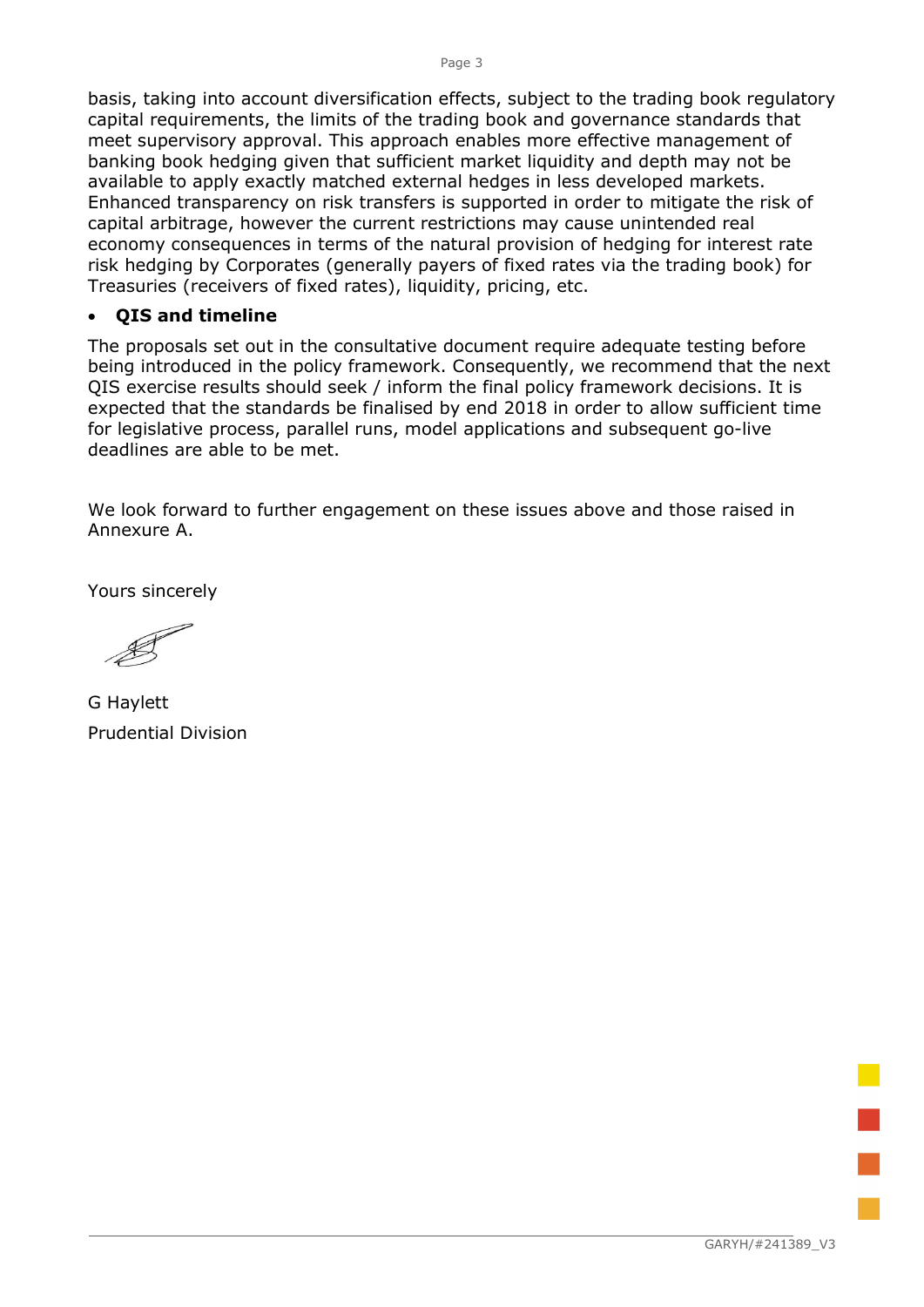basis, taking into account diversification effects, subject to the trading book regulatory capital requirements, the limits of the trading book and governance standards that meet supervisory approval. This approach enables more effective management of banking book hedging given that sufficient market liquidity and depth may not be available to apply exactly matched external hedges in less developed markets. Enhanced transparency on risk transfers is supported in order to mitigate the risk of capital arbitrage, however the current restrictions may cause unintended real economy consequences in terms of the natural provision of hedging for interest rate risk hedging by Corporates (generally payers of fixed rates via the trading book) for Treasuries (receivers of fixed rates), liquidity, pricing, etc.

- **QIS and timeline**

The proposals set out in the consultative document require adequate testing before being introduced in the policy framework. Consequently, we recommend that the next QIS exercise results should seek / inform the final policy framework decisions. It is expected that the standards be finalised by end 2018 in order to allow sufficient time for legislative process, parallel runs, model applications and subsequent go-live deadlines are able to be met.

We look forward to further engagement on these issues above and those raised in Annexure A.

Yours sincerely

G Haylett
Prudential Division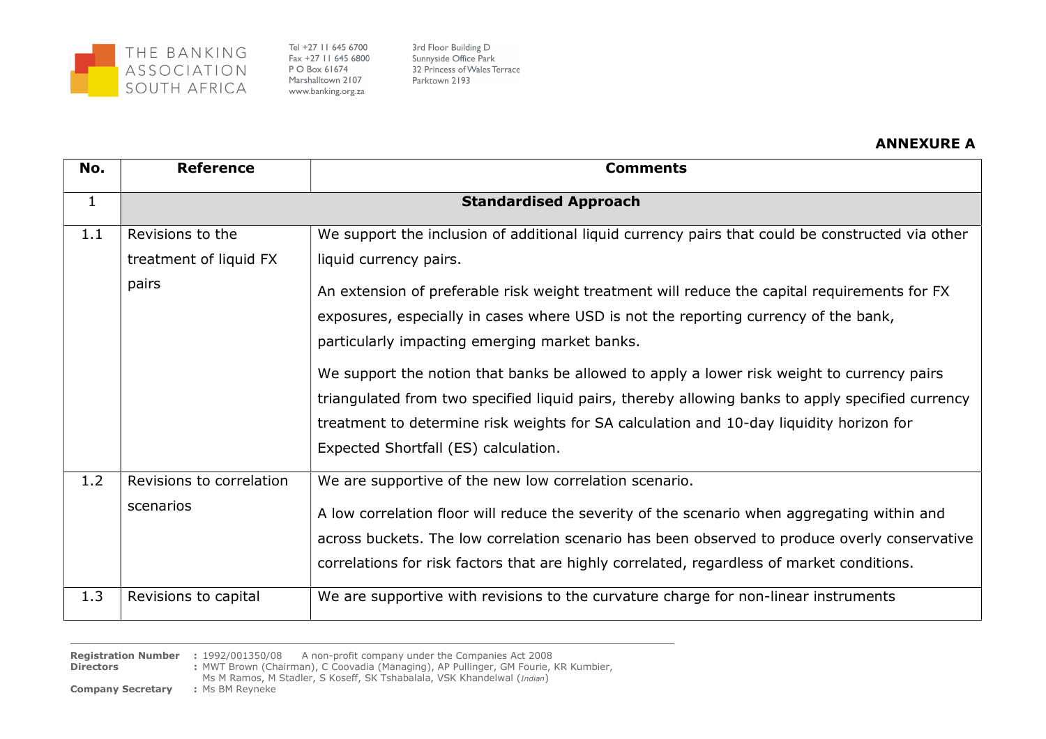**ANNEXURE A**

| No. | Reference | Comments |
|---|---|---|
| 1 | **Standardised Approach** | |
| 1.1 | Revisions to the treatment of liquid FX pairs | We support the inclusion of additional liquid currency pairs that could be constructed via other liquid currency pairs.<br><br>An extension of preferable risk weight treatment will reduce the capital requirements for FX exposures, especially in cases where USD is not the reporting currency of the bank, particularly impacting emerging market banks.<br><br>We support the notion that banks be allowed to apply a lower risk weight to currency pairs triangulated from two specified liquid pairs, thereby allowing banks to apply specified currency treatment to determine risk weights for SA calculation and 10-day liquidity horizon for Expected Shortfall (ES) calculation. |
| 1.2 | Revisions to correlation scenarios | We are supportive of the new low correlation scenario.<br><br>A low correlation floor will reduce the severity of the scenario when aggregating within and across buckets. The low correlation scenario has been observed to produce overly conservative correlations for risk factors that are highly correlated, regardless of market conditions. |
| 1.3 | Revisions to capital | We are supportive with revisions to the curvature charge for non-linear instruments |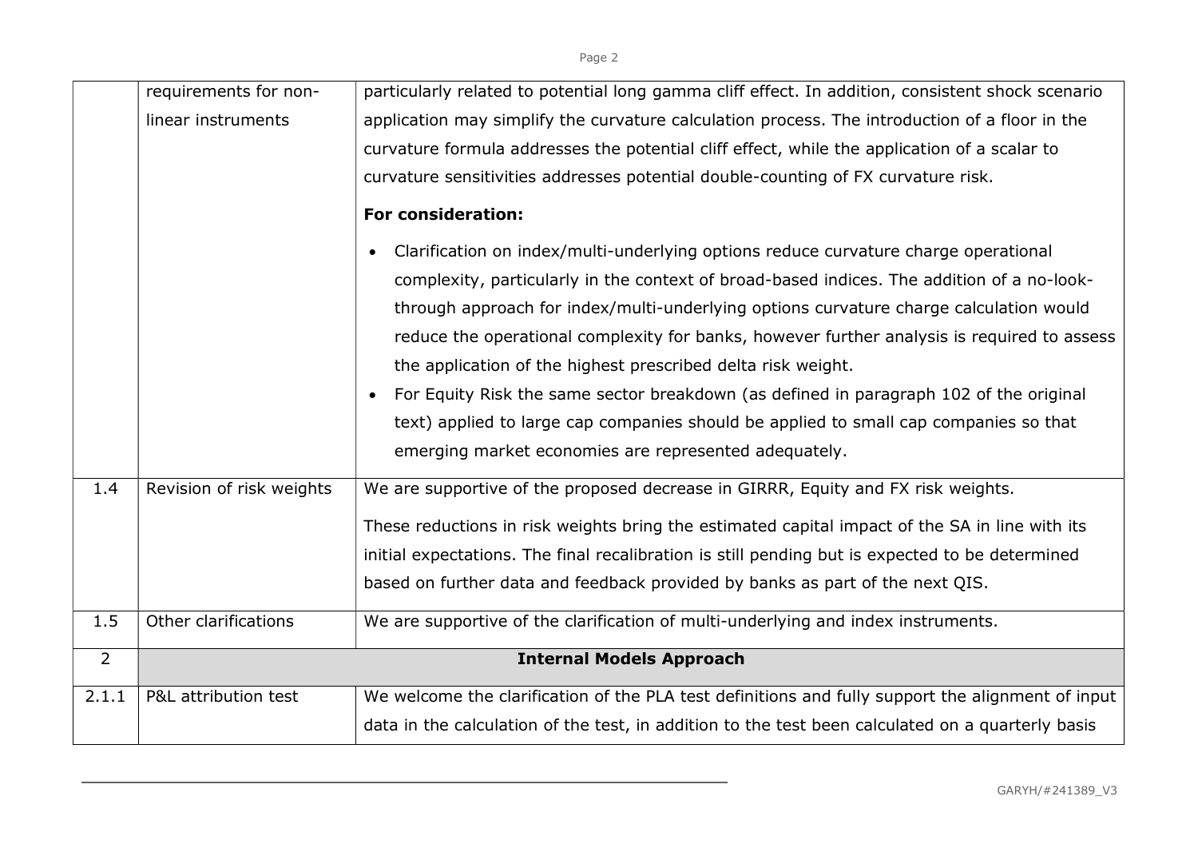| | | |
|---|---|---|
| | requirements for non-linear instruments | particularly related to potential long gamma cliff effect. In addition, consistent shock scenario application may simplify the curvature calculation process. The introduction of a floor in the curvature formula addresses the potential cliff effect, while the application of a scalar to curvature sensitivities addresses potential double-counting of FX curvature risk.<br><br>**For consideration:**<br><br>• Clarification on index/multi-underlying options reduce curvature charge operational complexity, particularly in the context of broad-based indices. The addition of a no-look-through approach for index/multi-underlying options curvature charge calculation would reduce the operational complexity for banks, however further analysis is required to assess the application of the highest prescribed delta risk weight.<br>• For Equity Risk the same sector breakdown (as defined in paragraph 102 of the original text) applied to large cap companies should be applied to small cap companies so that emerging market economies are represented adequately. |
| 1.4 | Revision of risk weights | We are supportive of the proposed decrease in GIRRR, Equity and FX risk weights.<br><br>These reductions in risk weights bring the estimated capital impact of the SA in line with its initial expectations. The final recalibration is still pending but is expected to be determined based on further data and feedback provided by banks as part of the next QIS. |
| 1.5 | Other clarifications | We are supportive of the clarification of multi-underlying and index instruments. |
| 2 | **Internal Models Approach** | |
| 2.1.1 | P&L attribution test | We welcome the clarification of the PLA test definitions and fully support the alignment of input data in the calculation of the test, in addition to the test been calculated on a quarterly basis |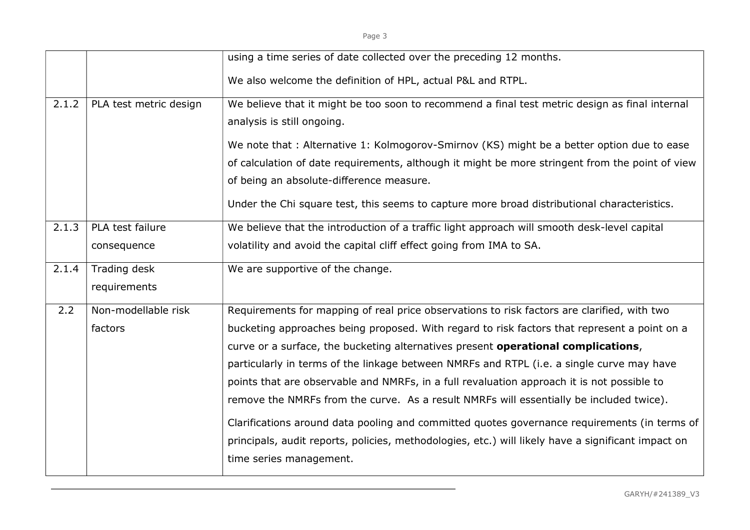|  |  | using a time series of date collected over the preceding 12 months.<br><br>We also welcome the definition of HPL, actual P&L and RTPL. |
|---|---|---|
| 2.1.2 | PLA test metric design | We believe that it might be too soon to recommend a final test metric design as final internal analysis is still ongoing.<br><br>We note that : Alternative 1: Kolmogorov-Smirnov (KS) might be a better option due to ease of calculation of date requirements, although it might be more stringent from the point of view of being an absolute-difference measure.<br><br>Under the Chi square test, this seems to capture more broad distributional characteristics. |
| 2.1.3 | PLA test failure consequence | We believe that the introduction of a traffic light approach will smooth desk-level capital volatility and avoid the capital cliff effect going from IMA to SA. |
| 2.1.4 | Trading desk requirements | We are supportive of the change. |
| 2.2 | Non-modellable risk factors | Requirements for mapping of real price observations to risk factors are clarified, with two bucketing approaches being proposed. With regard to risk factors that represent a point on a curve or a surface, the bucketing alternatives present **operational complications**, particularly in terms of the linkage between NMRFs and RTPL (i.e. a single curve may have points that are observable and NMRFs, in a full revaluation approach it is not possible to remove the NMRFs from the curve. As a result NMRFs will essentially be included twice).<br><br>Clarifications around data pooling and committed quotes governance requirements (in terms of principals, audit reports, policies, methodologies, etc.) will likely have a significant impact on time series management. |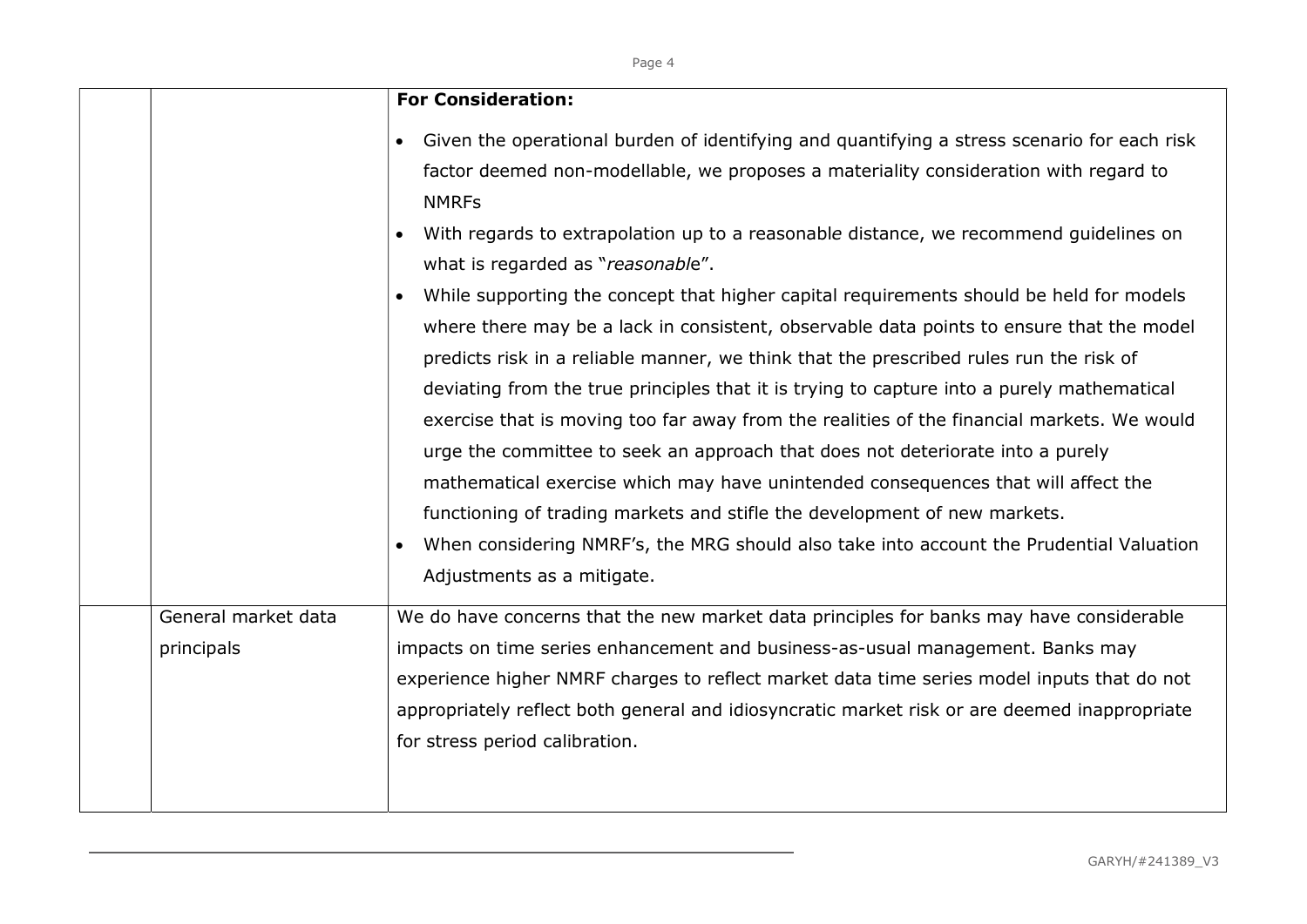| | | **For Consideration:**<br><br>• Given the operational burden of identifying and quantifying a stress scenario for each risk factor deemed non-modellable, we proposes a materiality consideration with regard to NMRFs<br>• With regards to extrapolation up to a reasonable distance, we recommend guidelines on what is regarded as "*reasonable*".<br>• While supporting the concept that higher capital requirements should be held for models where there may be a lack in consistent, observable data points to ensure that the model predicts risk in a reliable manner, we think that the prescribed rules run the risk of deviating from the true principles that it is trying to capture into a purely mathematical exercise that is moving too far away from the realities of the financial markets. We would urge the committee to seek an approach that does not deteriorate into a purely mathematical exercise which may have unintended consequences that will affect the functioning of trading markets and stifle the development of new markets.<br>• When considering NMRF's, the MRG should also take into account the Prudential Valuation Adjustments as a mitigate. |
|---|---|---|
| | General market data principals | We do have concerns that the new market data principles for banks may have considerable impacts on time series enhancement and business-as-usual management. Banks may experience higher NMRF charges to reflect market data time series model inputs that do not appropriately reflect both general and idiosyncratic market risk or are deemed inappropriate for stress period calibration. |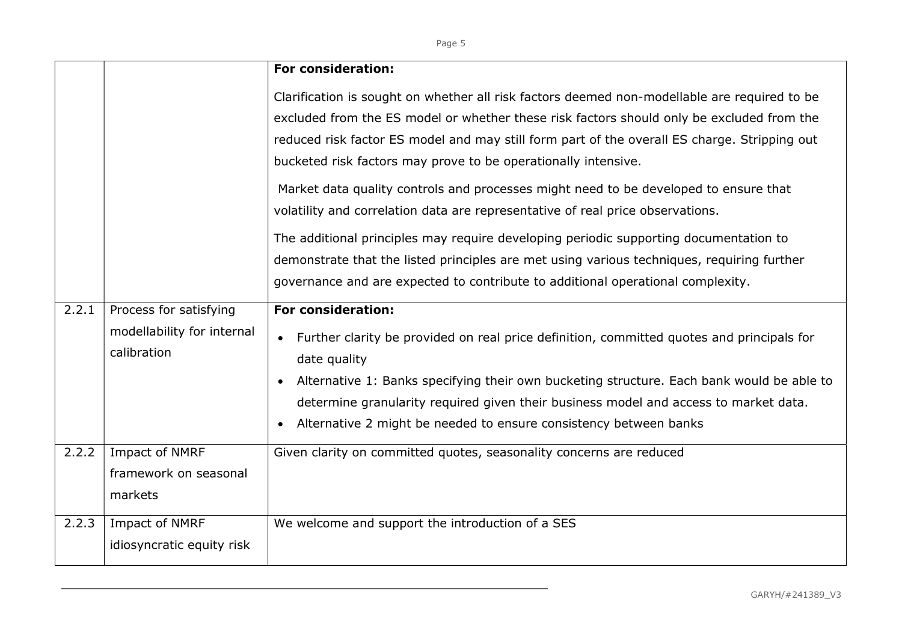| | | |
|---|---|---|
| | | **For consideration:**<br><br>Clarification is sought on whether all risk factors deemed non-modellable are required to be excluded from the ES model or whether these risk factors should only be excluded from the reduced risk factor ES model and may still form part of the overall ES charge. Stripping out bucketed risk factors may prove to be operationally intensive.<br><br>Market data quality controls and processes might need to be developed to ensure that volatility and correlation data are representative of real price observations.<br><br>The additional principles may require developing periodic supporting documentation to demonstrate that the listed principles are met using various techniques, requiring further governance and are expected to contribute to additional operational complexity. |
| 2.2.1 | Process for satisfying modellability for internal calibration | **For consideration:**<br><br>• Further clarity be provided on real price definition, committed quotes and principals for date quality<br>• Alternative 1: Banks specifying their own bucketing structure. Each bank would be able to determine granularity required given their business model and access to market data.<br>• Alternative 2 might be needed to ensure consistency between banks |
| 2.2.2 | Impact of NMRF framework on seasonal markets | Given clarity on committed quotes, seasonality concerns are reduced |
| 2.2.3 | Impact of NMRF idiosyncratic equity risk | We welcome and support the introduction of a SES |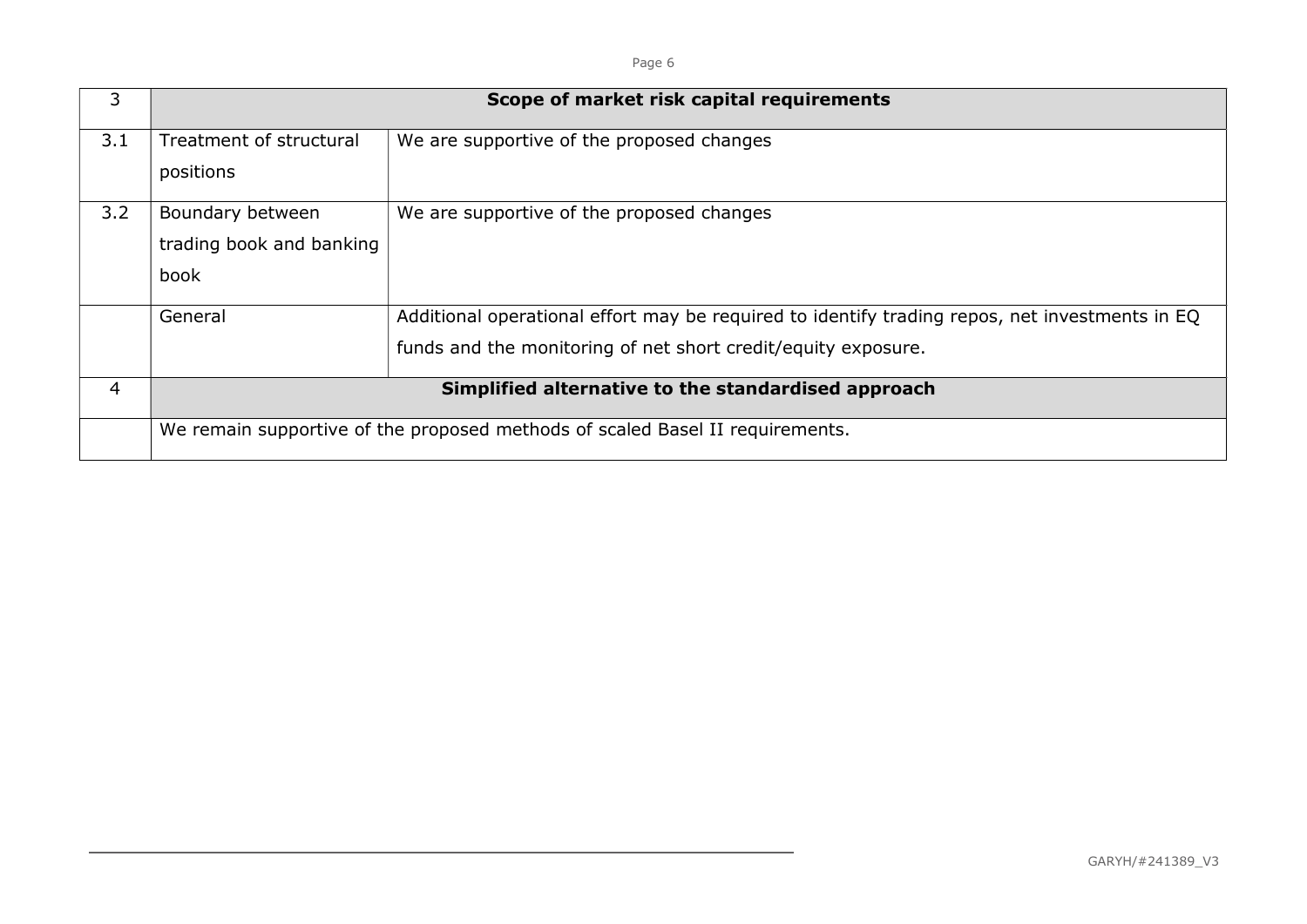| | | |
|---|---|---|
| 3 | **Scope of market risk capital requirements** | |
| 3.1 | Treatment of structural positions | We are supportive of the proposed changes |
| 3.2 | Boundary between trading book and banking book | We are supportive of the proposed changes |
| | General | Additional operational effort may be required to identify trading repos, net investments in EQ funds and the monitoring of net short credit/equity exposure. |
| 4 | **Simplified alternative to the standardised approach** | |
| | We remain supportive of the proposed methods of scaled Basel II requirements. | |

GARYH/#241389_V3